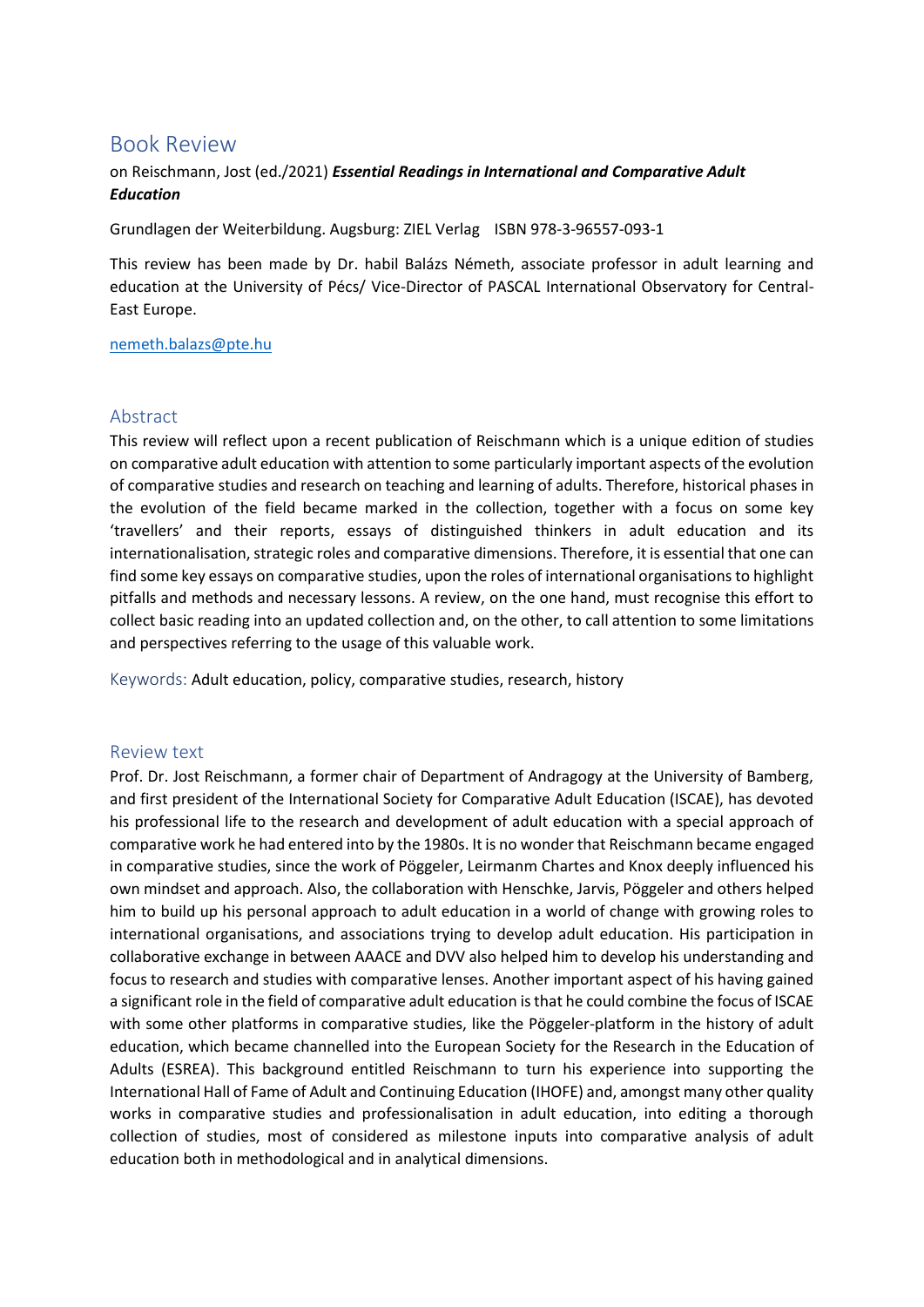# Book Review

on Reischmann, Jost (ed./2021) ***Essential Readings in International and Comparative Adult Education***

Grundlagen der Weiterbildung. Augsburg: ZIEL Verlag ISBN 978-3-96557-093-1

This review has been made by Dr. habil Balázs Németh, associate professor in adult learning and education at the University of Pécs/ Vice-Director of PASCAL International Observatory for Central-East Europe.

nemeth.balazs@pte.hu

## Abstract

This review will reflect upon a recent publication of Reischmann which is a unique edition of studies on comparative adult education with attention to some particularly important aspects of the evolution of comparative studies and research on teaching and learning of adults. Therefore, historical phases in the evolution of the field became marked in the collection, together with a focus on some key 'travellers' and their reports, essays of distinguished thinkers in adult education and its internationalisation, strategic roles and comparative dimensions. Therefore, it is essential that one can find some key essays on comparative studies, upon the roles of international organisations to highlight pitfalls and methods and necessary lessons. A review, on the one hand, must recognise this effort to collect basic reading into an updated collection and, on the other, to call attention to some limitations and perspectives referring to the usage of this valuable work.

Keywords: Adult education, policy, comparative studies, research, history

## Review text

Prof. Dr. Jost Reischmann, a former chair of Department of Andragogy at the University of Bamberg, and first president of the International Society for Comparative Adult Education (ISCAE), has devoted his professional life to the research and development of adult education with a special approach of comparative work he had entered into by the 1980s. It is no wonder that Reischmann became engaged in comparative studies, since the work of Pöggeler, Leirmanm Chartes and Knox deeply influenced his own mindset and approach. Also, the collaboration with Henschke, Jarvis, Pöggeler and others helped him to build up his personal approach to adult education in a world of change with growing roles to international organisations, and associations trying to develop adult education. His participation in collaborative exchange in between AAACE and DVV also helped him to develop his understanding and focus to research and studies with comparative lenses. Another important aspect of his having gained a significant role in the field of comparative adult education is that he could combine the focus of ISCAE with some other platforms in comparative studies, like the Pöggeler-platform in the history of adult education, which became channelled into the European Society for the Research in the Education of Adults (ESREA). This background entitled Reischmann to turn his experience into supporting the International Hall of Fame of Adult and Continuing Education (IHOFE) and, amongst many other quality works in comparative studies and professionalisation in adult education, into editing a thorough collection of studies, most of considered as milestone inputs into comparative analysis of adult education both in methodological and in analytical dimensions.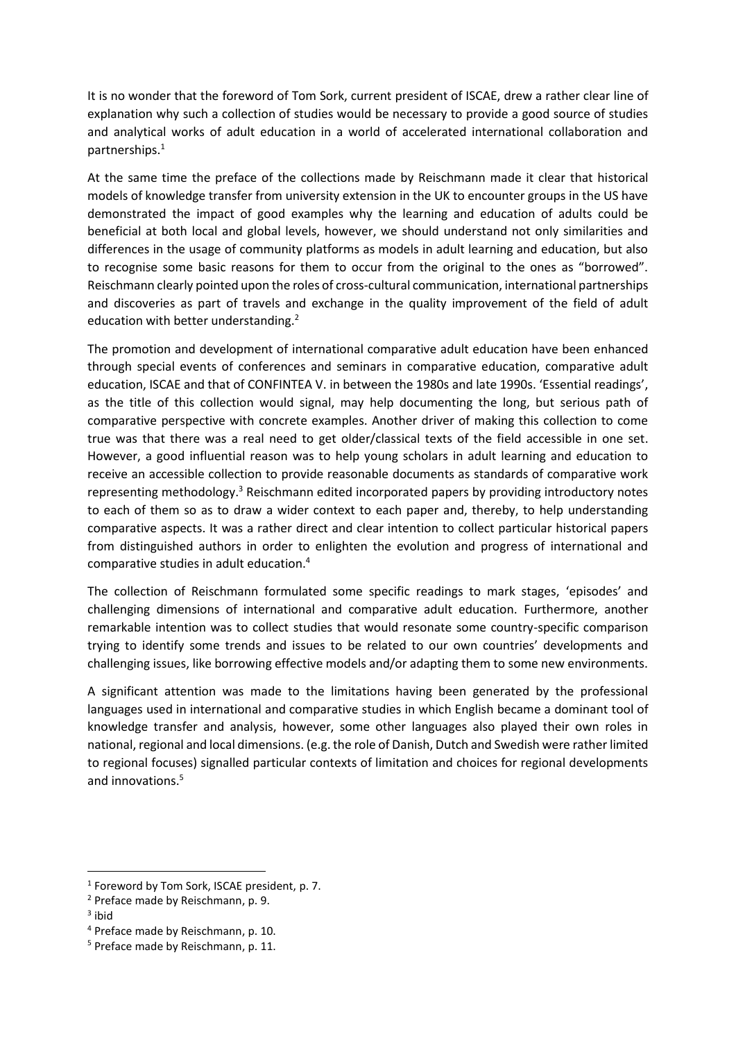It is no wonder that the foreword of Tom Sork, current president of ISCAE, drew a rather clear line of explanation why such a collection of studies would be necessary to provide a good source of studies and analytical works of adult education in a world of accelerated international collaboration and partnerships.[1]

At the same time the preface of the collections made by Reischmann made it clear that historical models of knowledge transfer from university extension in the UK to encounter groups in the US have demonstrated the impact of good examples why the learning and education of adults could be beneficial at both local and global levels, however, we should understand not only similarities and differences in the usage of community platforms as models in adult learning and education, but also to recognise some basic reasons for them to occur from the original to the ones as "borrowed". Reischmann clearly pointed upon the roles of cross-cultural communication, international partnerships and discoveries as part of travels and exchange in the quality improvement of the field of adult education with better understanding.[2]

The promotion and development of international comparative adult education have been enhanced through special events of conferences and seminars in comparative education, comparative adult education, ISCAE and that of CONFINTEA V. in between the 1980s and late 1990s. 'Essential readings', as the title of this collection would signal, may help documenting the long, but serious path of comparative perspective with concrete examples. Another driver of making this collection to come true was that there was a real need to get older/classical texts of the field accessible in one set. However, a good influential reason was to help young scholars in adult learning and education to receive an accessible collection to provide reasonable documents as standards of comparative work representing methodology.[3] Reischmann edited incorporated papers by providing introductory notes to each of them so as to draw a wider context to each paper and, thereby, to help understanding comparative aspects. It was a rather direct and clear intention to collect particular historical papers from distinguished authors in order to enlighten the evolution and progress of international and comparative studies in adult education.[4]

The collection of Reischmann formulated some specific readings to mark stages, 'episodes' and challenging dimensions of international and comparative adult education. Furthermore, another remarkable intention was to collect studies that would resonate some country-specific comparison trying to identify some trends and issues to be related to our own countries' developments and challenging issues, like borrowing effective models and/or adapting them to some new environments.

A significant attention was made to the limitations having been generated by the professional languages used in international and comparative studies in which English became a dominant tool of knowledge transfer and analysis, however, some other languages also played their own roles in national, regional and local dimensions. (e.g. the role of Danish, Dutch and Swedish were rather limited to regional focuses) signalled particular contexts of limitation and choices for regional developments and innovations.[5]

---

[1] Foreword by Tom Sork, ISCAE president, p. 7.

[2] Preface made by Reischmann, p. 9.

[3] ibid

[4] Preface made by Reischmann, p. 10.

[5] Preface made by Reischmann, p. 11.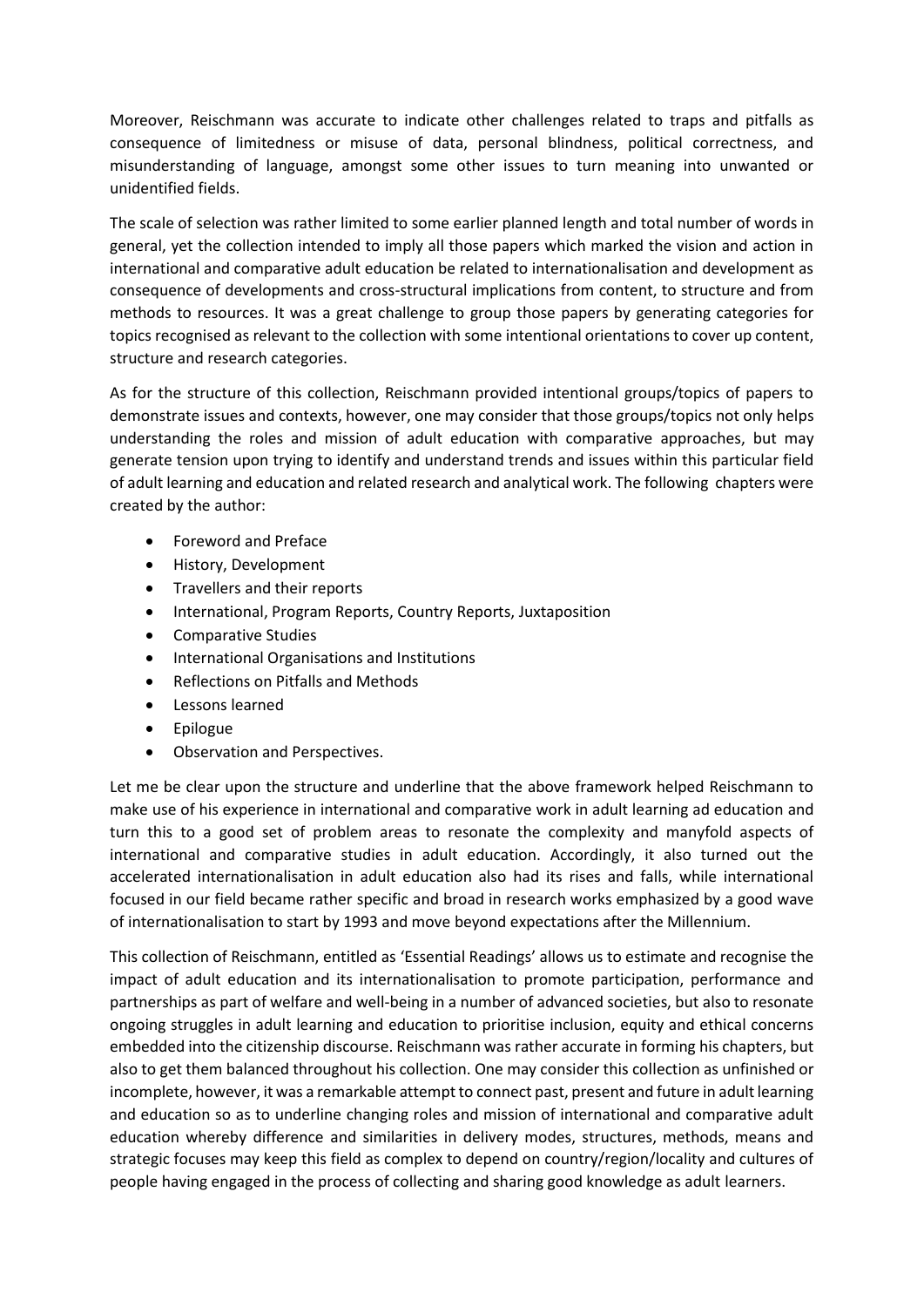Moreover, Reischmann was accurate to indicate other challenges related to traps and pitfalls as consequence of limitedness or misuse of data, personal blindness, political correctness, and misunderstanding of language, amongst some other issues to turn meaning into unwanted or unidentified fields.

The scale of selection was rather limited to some earlier planned length and total number of words in general, yet the collection intended to imply all those papers which marked the vision and action in international and comparative adult education be related to internationalisation and development as consequence of developments and cross-structural implications from content, to structure and from methods to resources. It was a great challenge to group those papers by generating categories for topics recognised as relevant to the collection with some intentional orientations to cover up content, structure and research categories.

As for the structure of this collection, Reischmann provided intentional groups/topics of papers to demonstrate issues and contexts, however, one may consider that those groups/topics not only helps understanding the roles and mission of adult education with comparative approaches, but may generate tension upon trying to identify and understand trends and issues within this particular field of adult learning and education and related research and analytical work. The following chapters were created by the author:

- Foreword and Preface
- History, Development
- Travellers and their reports
- International, Program Reports, Country Reports, Juxtaposition
- Comparative Studies
- International Organisations and Institutions
- Reflections on Pitfalls and Methods
- Lessons learned
- Epilogue
- Observation and Perspectives.

Let me be clear upon the structure and underline that the above framework helped Reischmann to make use of his experience in international and comparative work in adult learning ad education and turn this to a good set of problem areas to resonate the complexity and manyfold aspects of international and comparative studies in adult education. Accordingly, it also turned out the accelerated internationalisation in adult education also had its rises and falls, while international focused in our field became rather specific and broad in research works emphasized by a good wave of internationalisation to start by 1993 and move beyond expectations after the Millennium.

This collection of Reischmann, entitled as 'Essential Readings' allows us to estimate and recognise the impact of adult education and its internationalisation to promote participation, performance and partnerships as part of welfare and well-being in a number of advanced societies, but also to resonate ongoing struggles in adult learning and education to prioritise inclusion, equity and ethical concerns embedded into the citizenship discourse. Reischmann was rather accurate in forming his chapters, but also to get them balanced throughout his collection. One may consider this collection as unfinished or incomplete, however, it was a remarkable attempt to connect past, present and future in adult learning and education so as to underline changing roles and mission of international and comparative adult education whereby difference and similarities in delivery modes, structures, methods, means and strategic focuses may keep this field as complex to depend on country/region/locality and cultures of people having engaged in the process of collecting and sharing good knowledge as adult learners.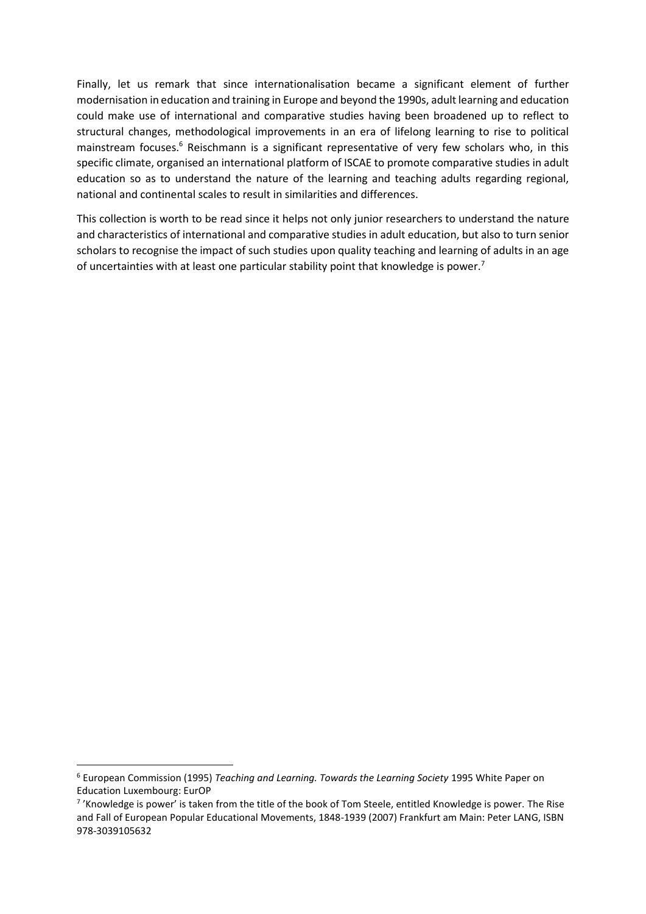Finally, let us remark that since internationalisation became a significant element of further modernisation in education and training in Europe and beyond the 1990s, adult learning and education could make use of international and comparative studies having been broadened up to reflect to structural changes, methodological improvements in an era of lifelong learning to rise to political mainstream focuses.[6] Reischmann is a significant representative of very few scholars who, in this specific climate, organised an international platform of ISCAE to promote comparative studies in adult education so as to understand the nature of the learning and teaching adults regarding regional, national and continental scales to result in similarities and differences.

This collection is worth to be read since it helps not only junior researchers to understand the nature and characteristics of international and comparative studies in adult education, but also to turn senior scholars to recognise the impact of such studies upon quality teaching and learning of adults in an age of uncertainties with at least one particular stability point that knowledge is power.[7]

---

[6] European Commission (1995) *Teaching and Learning. Towards the Learning Society* 1995 White Paper on Education Luxembourg: EurOP

[7] 'Knowledge is power' is taken from the title of the book of Tom Steele, entitled Knowledge is power. The Rise and Fall of European Popular Educational Movements, 1848-1939 (2007) Frankfurt am Main: Peter LANG, ISBN 978-3039105632